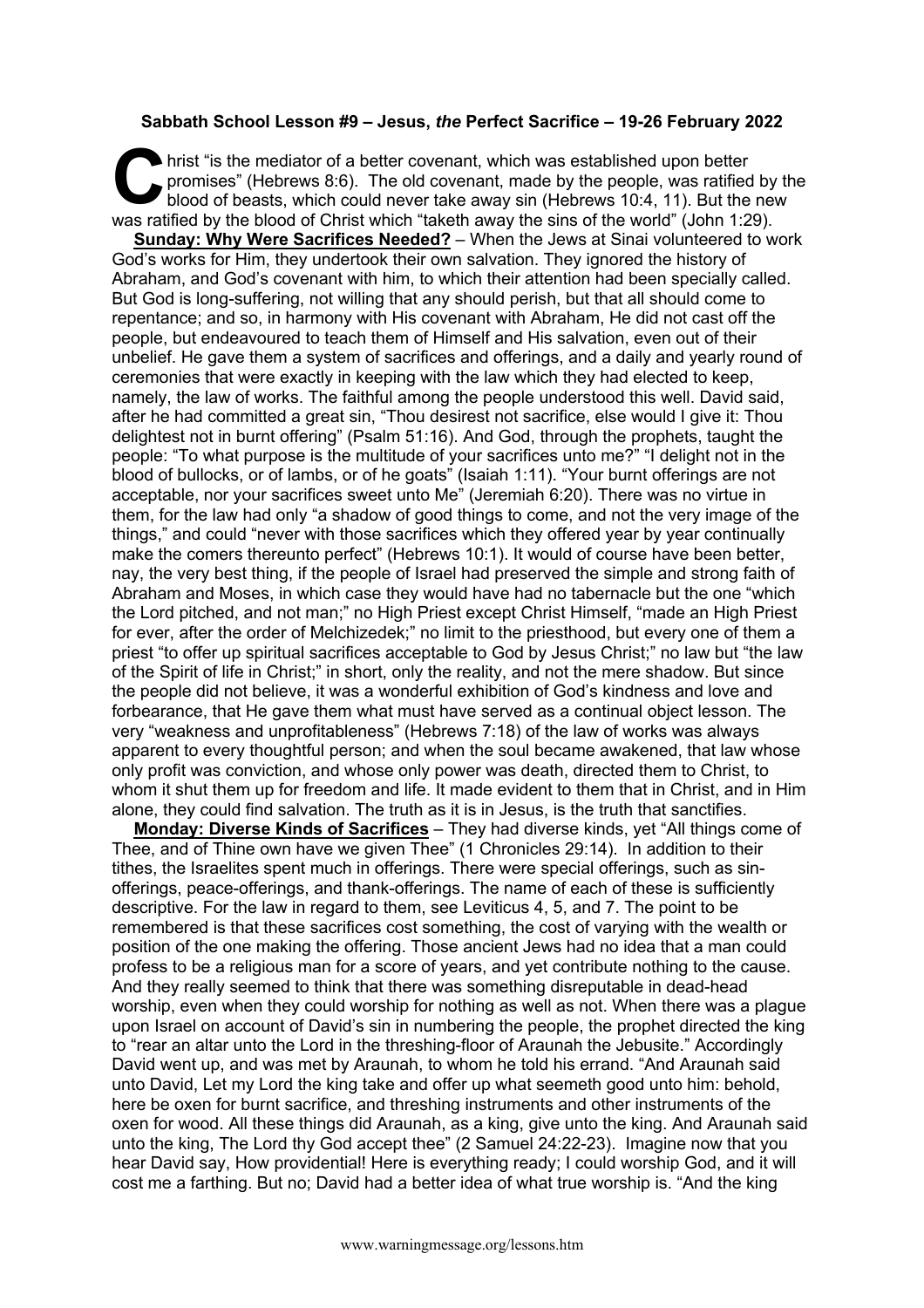**Sabbath School Lesson #9 – Jesus, *the* Perfect Sacrifice – 19-26 February 2022**

Christ "is the mediator of a better covenant, which was established upon better promises" (Hebrews 8:6). The old covenant, made by the people, was ratified by the blood of beasts, which could never take away sin (Hebrews 10:4, 11). But the new was ratified by the blood of Christ which "taketh away the sins of the world" (John 1:29).

**Sunday: Why Were Sacrifices Needed?** – When the Jews at Sinai volunteered to work God's works for Him, they undertook their own salvation. They ignored the history of Abraham, and God's covenant with him, to which their attention had been specially called. But God is long-suffering, not willing that any should perish, but that all should come to repentance; and so, in harmony with His covenant with Abraham, He did not cast off the people, but endeavoured to teach them of Himself and His salvation, even out of their unbelief. He gave them a system of sacrifices and offerings, and a daily and yearly round of ceremonies that were exactly in keeping with the law which they had elected to keep, namely, the law of works. The faithful among the people understood this well. David said, after he had committed a great sin, "Thou desirest not sacrifice, else would I give it: Thou delightest not in burnt offering" (Psalm 51:16). And God, through the prophets, taught the people: "To what purpose is the multitude of your sacrifices unto me?" "I delight not in the blood of bullocks, or of lambs, or of he goats" (Isaiah 1:11). "Your burnt offerings are not acceptable, nor your sacrifices sweet unto Me" (Jeremiah 6:20). There was no virtue in them, for the law had only "a shadow of good things to come, and not the very image of the things," and could "never with those sacrifices which they offered year by year continually make the comers thereunto perfect" (Hebrews 10:1). It would of course have been better, nay, the very best thing, if the people of Israel had preserved the simple and strong faith of Abraham and Moses, in which case they would have had no tabernacle but the one "which the Lord pitched, and not man;" no High Priest except Christ Himself, "made an High Priest for ever, after the order of Melchizedek;" no limit to the priesthood, but every one of them a priest "to offer up spiritual sacrifices acceptable to God by Jesus Christ;" no law but "the law of the Spirit of life in Christ;" in short, only the reality, and not the mere shadow. But since the people did not believe, it was a wonderful exhibition of God's kindness and love and forbearance, that He gave them what must have served as a continual object lesson. The very "weakness and unprofitableness" (Hebrews 7:18) of the law of works was always apparent to every thoughtful person; and when the soul became awakened, that law whose only profit was conviction, and whose only power was death, directed them to Christ, to whom it shut them up for freedom and life. It made evident to them that in Christ, and in Him alone, they could find salvation. The truth as it is in Jesus, is the truth that sanctifies.

**Monday: Diverse Kinds of Sacrifices** – They had diverse kinds, yet "All things come of Thee, and of Thine own have we given Thee" (1 Chronicles 29:14). In addition to their tithes, the Israelites spent much in offerings. There were special offerings, such as sin-offerings, peace-offerings, and thank-offerings. The name of each of these is sufficiently descriptive. For the law in regard to them, see Leviticus 4, 5, and 7. The point to be remembered is that these sacrifices cost something, the cost of varying with the wealth or position of the one making the offering. Those ancient Jews had no idea that a man could profess to be a religious man for a score of years, and yet contribute nothing to the cause. And they really seemed to think that there was something disreputable in dead-head worship, even when they could worship for nothing as well as not. When there was a plague upon Israel on account of David's sin in numbering the people, the prophet directed the king to "rear an altar unto the Lord in the threshing-floor of Araunah the Jebusite." Accordingly David went up, and was met by Araunah, to whom he told his errand. "And Araunah said unto David, Let my Lord the king take and offer up what seemeth good unto him: behold, here be oxen for burnt sacrifice, and threshing instruments and other instruments of the oxen for wood. All these things did Araunah, as a king, give unto the king. And Araunah said unto the king, The Lord thy God accept thee" (2 Samuel 24:22-23). Imagine now that you hear David say, How providential! Here is everything ready; I could worship God, and it will cost me a farthing. But no; David had a better idea of what true worship is. "And the king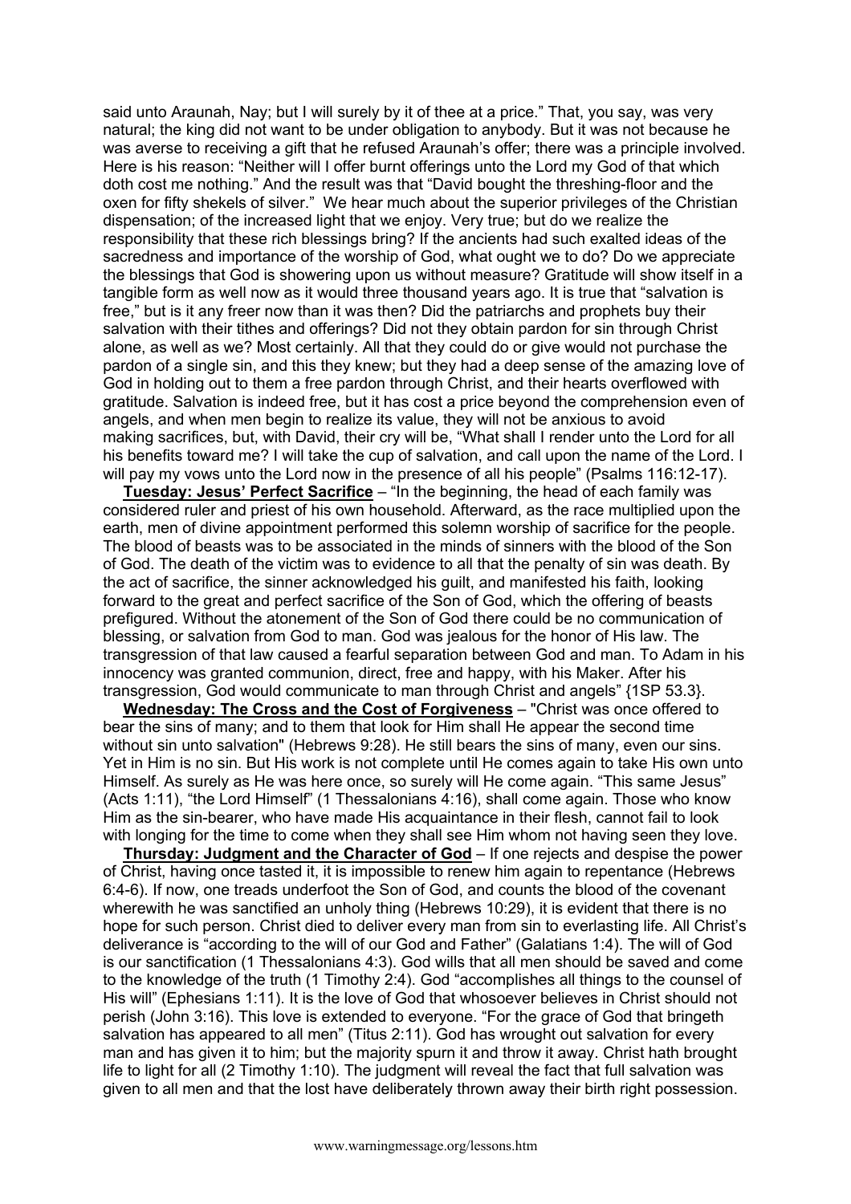said unto Araunah, Nay; but I will surely by it of thee at a price." That, you say, was very natural; the king did not want to be under obligation to anybody. But it was not because he was averse to receiving a gift that he refused Araunah's offer; there was a principle involved. Here is his reason: "Neither will I offer burnt offerings unto the Lord my God of that which doth cost me nothing." And the result was that "David bought the threshing-floor and the oxen for fifty shekels of silver." We hear much about the superior privileges of the Christian dispensation; of the increased light that we enjoy. Very true; but do we realize the responsibility that these rich blessings bring? If the ancients had such exalted ideas of the sacredness and importance of the worship of God, what ought we to do? Do we appreciate the blessings that God is showering upon us without measure? Gratitude will show itself in a tangible form as well now as it would three thousand years ago. It is true that "salvation is free," but is it any freer now than it was then? Did the patriarchs and prophets buy their salvation with their tithes and offerings? Did not they obtain pardon for sin through Christ alone, as well as we? Most certainly. All that they could do or give would not purchase the pardon of a single sin, and this they knew; but they had a deep sense of the amazing love of God in holding out to them a free pardon through Christ, and their hearts overflowed with gratitude. Salvation is indeed free, but it has cost a price beyond the comprehension even of angels, and when men begin to realize its value, they will not be anxious to avoid making sacrifices, but, with David, their cry will be, "What shall I render unto the Lord for all his benefits toward me? I will take the cup of salvation, and call upon the name of the Lord. I will pay my vows unto the Lord now in the presence of all his people" (Psalms 116:12-17).

**Tuesday: Jesus' Perfect Sacrifice** – "In the beginning, the head of each family was considered ruler and priest of his own household. Afterward, as the race multiplied upon the earth, men of divine appointment performed this solemn worship of sacrifice for the people. The blood of beasts was to be associated in the minds of sinners with the blood of the Son of God. The death of the victim was to evidence to all that the penalty of sin was death. By the act of sacrifice, the sinner acknowledged his guilt, and manifested his faith, looking forward to the great and perfect sacrifice of the Son of God, which the offering of beasts prefigured. Without the atonement of the Son of God there could be no communication of blessing, or salvation from God to man. God was jealous for the honor of His law. The transgression of that law caused a fearful separation between God and man. To Adam in his innocency was granted communion, direct, free and happy, with his Maker. After his transgression, God would communicate to man through Christ and angels" {1SP 53.3}.

**Wednesday: The Cross and the Cost of Forgiveness** – "Christ was once offered to bear the sins of many; and to them that look for Him shall He appear the second time without sin unto salvation" (Hebrews 9:28). He still bears the sins of many, even our sins. Yet in Him is no sin. But His work is not complete until He comes again to take His own unto Himself. As surely as He was here once, so surely will He come again. "This same Jesus" (Acts 1:11), "the Lord Himself" (1 Thessalonians 4:16), shall come again. Those who know Him as the sin-bearer, who have made His acquaintance in their flesh, cannot fail to look with longing for the time to come when they shall see Him whom not having seen they love.

**Thursday: Judgment and the Character of God** – If one rejects and despise the power of Christ, having once tasted it, it is impossible to renew him again to repentance (Hebrews 6:4-6). If now, one treads underfoot the Son of God, and counts the blood of the covenant wherewith he was sanctified an unholy thing (Hebrews 10:29), it is evident that there is no hope for such person. Christ died to deliver every man from sin to everlasting life. All Christ's deliverance is "according to the will of our God and Father" (Galatians 1:4). The will of God is our sanctification (1 Thessalonians 4:3). God wills that all men should be saved and come to the knowledge of the truth (1 Timothy 2:4). God "accomplishes all things to the counsel of His will" (Ephesians 1:11). It is the love of God that whosoever believes in Christ should not perish (John 3:16). This love is extended to everyone. "For the grace of God that bringeth salvation has appeared to all men" (Titus 2:11). God has wrought out salvation for every man and has given it to him; but the majority spurn it and throw it away. Christ hath brought life to light for all (2 Timothy 1:10). The judgment will reveal the fact that full salvation was given to all men and that the lost have deliberately thrown away their birth right possession.